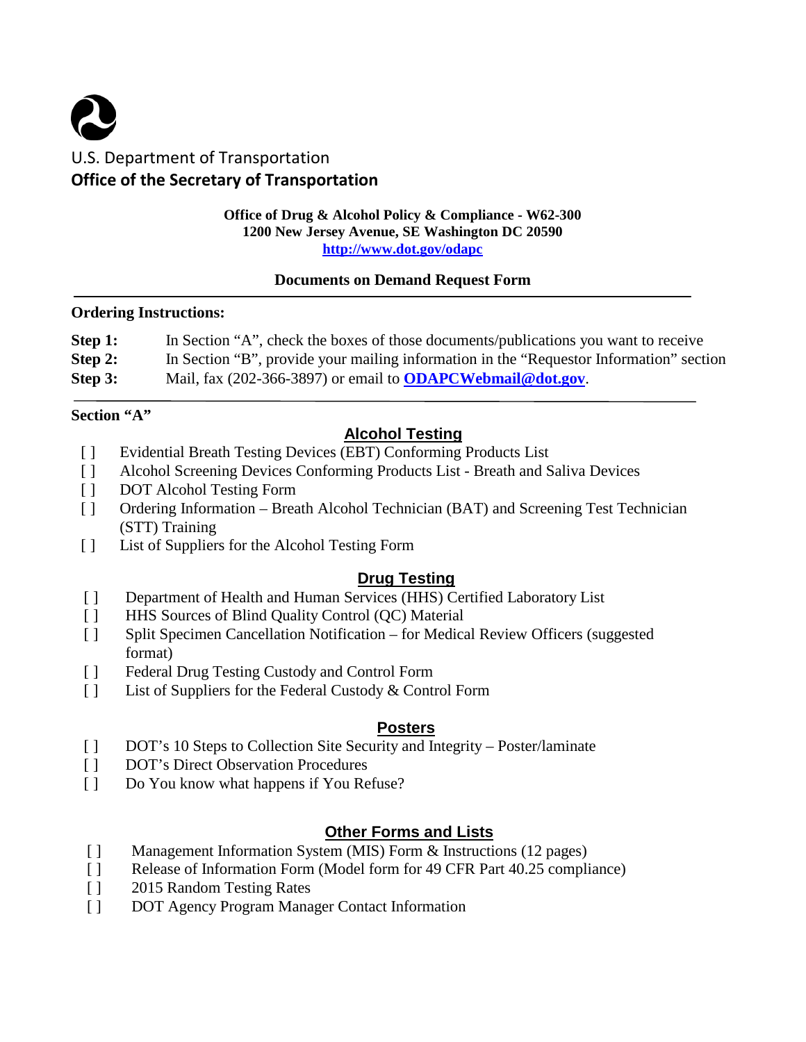U.S. Department of Transportation
**Office of the Secretary of Transportation**

**Office of Drug & Alcohol Policy & Compliance - W62-300**
**1200 New Jersey Avenue, SE Washington DC 20590**
**http://www.dot.gov/odapc**

**Documents on Demand Request Form**

---

**Ordering Instructions:**

**Step 1:** In Section "A", check the boxes of those documents/publications you want to receive
**Step 2:** In Section "B", provide your mailing information in the "Requestor Information" section
**Step 3:** Mail, fax (202-366-3897) or email to **ODAPCWebmail@dot.gov**.

---

**Section "A"**

## Alcohol Testing

[ ] Evidential Breath Testing Devices (EBT) Conforming Products List
[ ] Alcohol Screening Devices Conforming Products List - Breath and Saliva Devices
[ ] DOT Alcohol Testing Form
[ ] Ordering Information – Breath Alcohol Technician (BAT) and Screening Test Technician (STT) Training
[ ] List of Suppliers for the Alcohol Testing Form

## Drug Testing

[ ] Department of Health and Human Services (HHS) Certified Laboratory List
[ ] HHS Sources of Blind Quality Control (QC) Material
[ ] Split Specimen Cancellation Notification – for Medical Review Officers (suggested format)
[ ] Federal Drug Testing Custody and Control Form
[ ] List of Suppliers for the Federal Custody & Control Form

## Posters

[ ] DOT's 10 Steps to Collection Site Security and Integrity – Poster/laminate
[ ] DOT's Direct Observation Procedures
[ ] Do You know what happens if You Refuse?

## Other Forms and Lists

[ ] Management Information System (MIS) Form & Instructions (12 pages)
[ ] Release of Information Form (Model form for 49 CFR Part 40.25 compliance)
[ ] 2015 Random Testing Rates
[ ] DOT Agency Program Manager Contact Information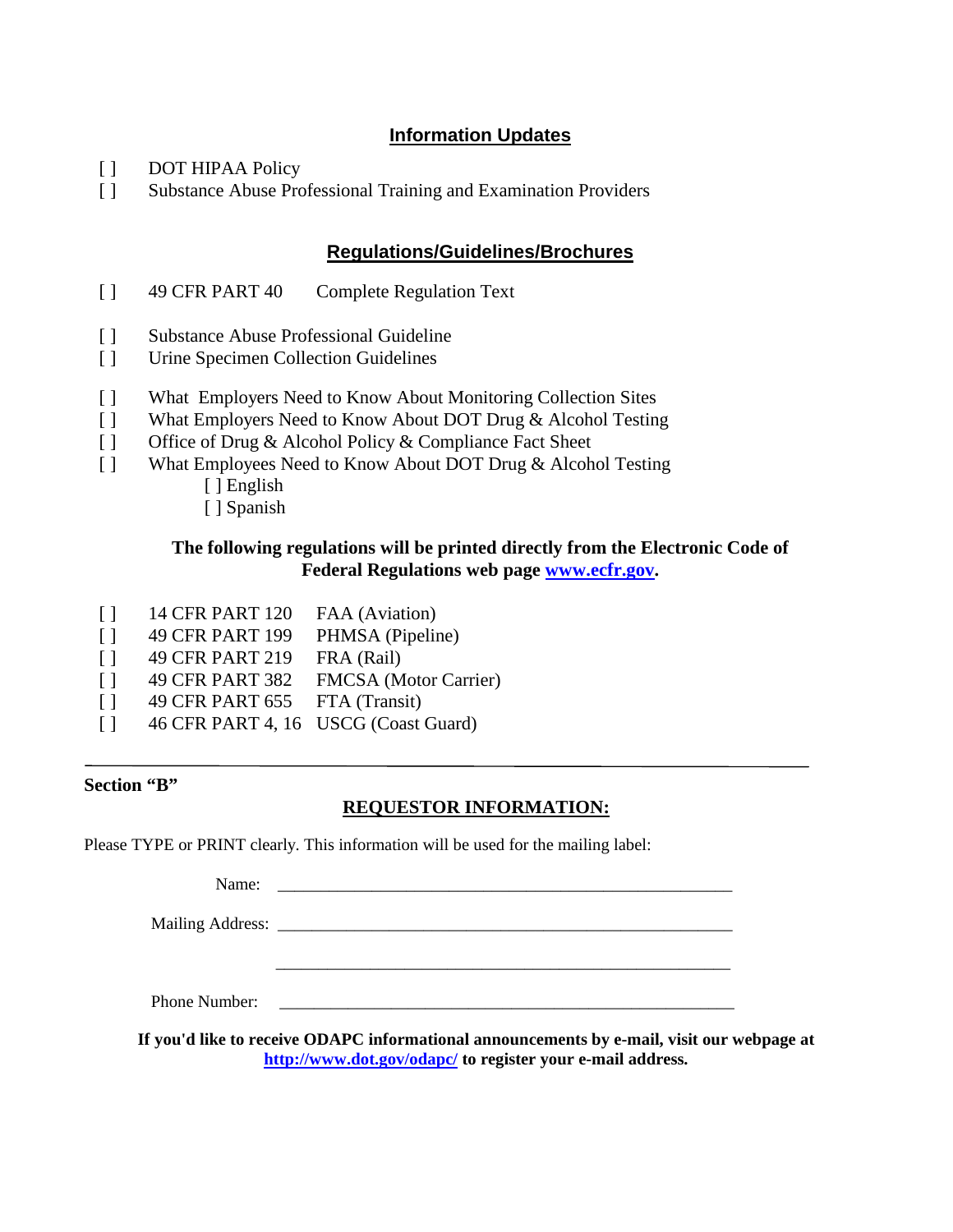## Information Updates

[ ]	DOT HIPAA Policy
[ ]	Substance Abuse Professional Training and Examination Providers

## Regulations/Guidelines/Brochures

[ ]	49 CFR PART 40	Complete Regulation Text

[ ]	Substance Abuse Professional Guideline
[ ]	Urine Specimen Collection Guidelines

[ ]	What Employers Need to Know About Monitoring Collection Sites
[ ]	What Employers Need to Know About DOT Drug & Alcohol Testing
[ ]	Office of Drug & Alcohol Policy & Compliance Fact Sheet
[ ]	What Employees Need to Know About DOT Drug & Alcohol Testing
	[ ] English
	[ ] Spanish

**The following regulations will be printed directly from the Electronic Code of Federal Regulations web page [www.ecfr.gov](http://www.ecfr.gov).**

[ ]	14 CFR PART 120	FAA (Aviation)
[ ]	49 CFR PART 199	PHMSA (Pipeline)
[ ]	49 CFR PART 219	FRA (Rail)
[ ]	49 CFR PART 382	FMCSA (Motor Carrier)
[ ]	49 CFR PART 655	FTA (Transit)
[ ]	46 CFR PART 4, 16	USCG (Coast Guard)

---

**Section "B"**

## REQUESTOR INFORMATION:

Please TYPE or PRINT clearly. This information will be used for the mailing label:

Name: _______________________________________________________

Mailing Address: _______________________________________________________

_______________________________________________________

Phone Number: _______________________________________________________

**If you'd like to receive ODAPC informational announcements by e-mail, visit our webpage at [http://www.dot.gov/odapc/](http://www.dot.gov/odapc/) to register your e-mail address.**